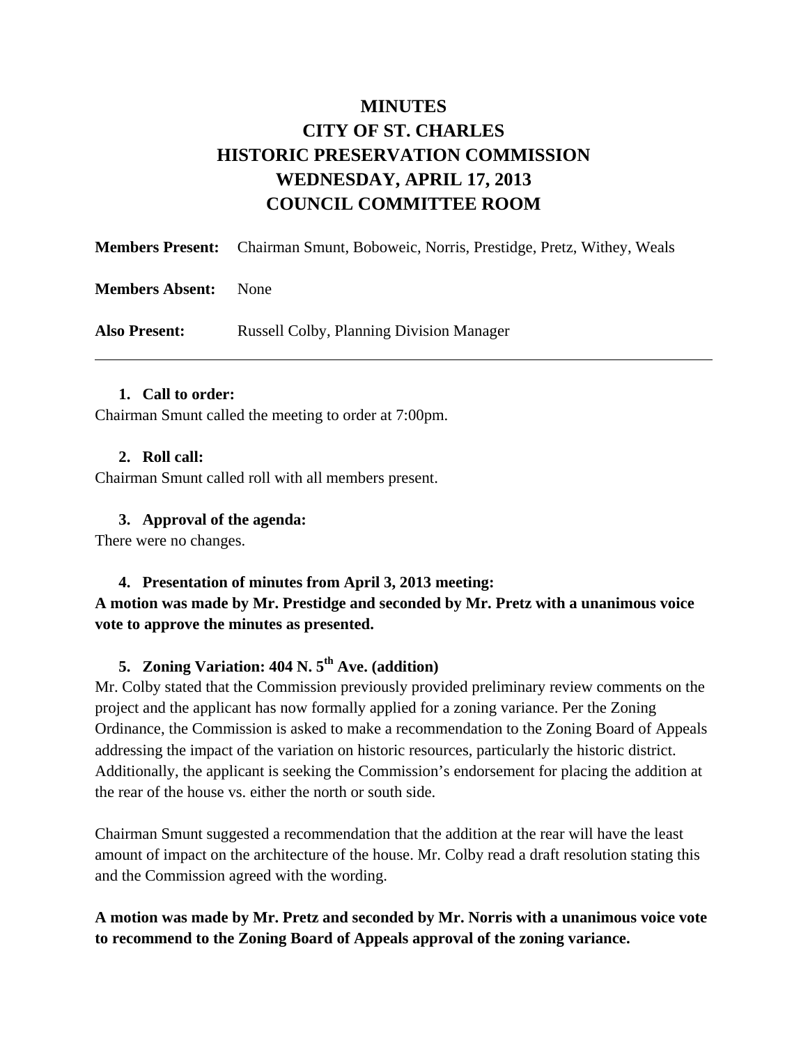# MINUTES
# CITY OF ST. CHARLES
# HISTORIC PRESERVATION COMMISSION
# WEDNESDAY, APRIL 17, 2013
# COUNCIL COMMITTEE ROOM

**Members Present:** Chairman Smunt, Boboweic, Norris, Prestidge, Pretz, Withey, Weals

**Members Absent:** None

**Also Present:** Russell Colby, Planning Division Manager

---

1. **Call to order:**

Chairman Smunt called the meeting to order at 7:00pm.

2. **Roll call:**

Chairman Smunt called roll with all members present.

3. **Approval of the agenda:**

There were no changes.

4. **Presentation of minutes from April 3, 2013 meeting:**

**A motion was made by Mr. Prestidge and seconded by Mr. Pretz with a unanimous voice vote to approve the minutes as presented.**

5. **Zoning Variation: 404 N. 5th Ave. (addition)**

Mr. Colby stated that the Commission previously provided preliminary review comments on the project and the applicant has now formally applied for a zoning variance. Per the Zoning Ordinance, the Commission is asked to make a recommendation to the Zoning Board of Appeals addressing the impact of the variation on historic resources, particularly the historic district. Additionally, the applicant is seeking the Commission's endorsement for placing the addition at the rear of the house vs. either the north or south side.

Chairman Smunt suggested a recommendation that the addition at the rear will have the least amount of impact on the architecture of the house. Mr. Colby read a draft resolution stating this and the Commission agreed with the wording.

**A motion was made by Mr. Pretz and seconded by Mr. Norris with a unanimous voice vote to recommend to the Zoning Board of Appeals approval of the zoning variance.**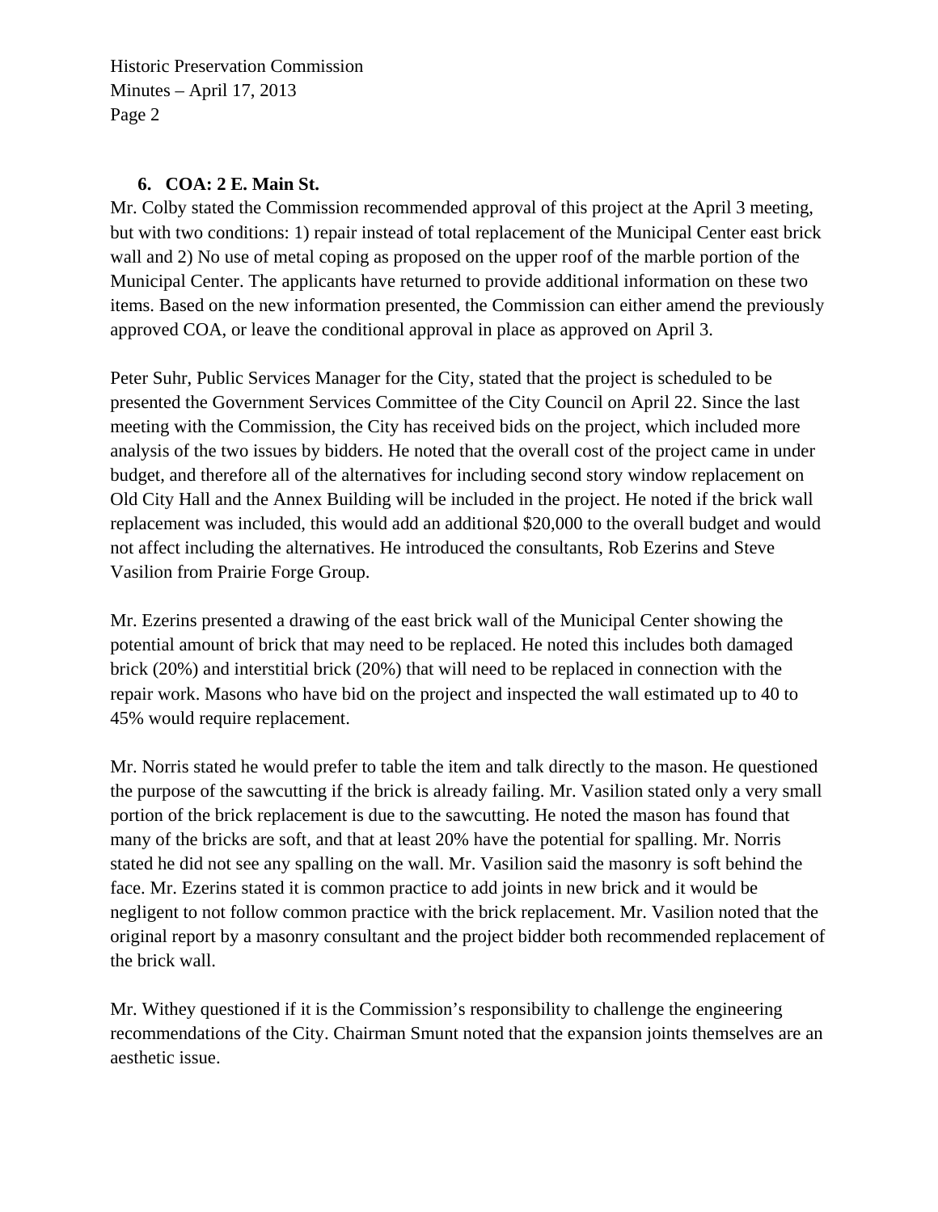### 6. COA: 2 E. Main St.

Mr. Colby stated the Commission recommended approval of this project at the April 3 meeting, but with two conditions: 1) repair instead of total replacement of the Municipal Center east brick wall and 2) No use of metal coping as proposed on the upper roof of the marble portion of the Municipal Center. The applicants have returned to provide additional information on these two items. Based on the new information presented, the Commission can either amend the previously approved COA, or leave the conditional approval in place as approved on April 3.

Peter Suhr, Public Services Manager for the City, stated that the project is scheduled to be presented the Government Services Committee of the City Council on April 22. Since the last meeting with the Commission, the City has received bids on the project, which included more analysis of the two issues by bidders. He noted that the overall cost of the project came in under budget, and therefore all of the alternatives for including second story window replacement on Old City Hall and the Annex Building will be included in the project. He noted if the brick wall replacement was included, this would add an additional $20,000 to the overall budget and would not affect including the alternatives. He introduced the consultants, Rob Ezerins and Steve Vasilion from Prairie Forge Group.

Mr. Ezerins presented a drawing of the east brick wall of the Municipal Center showing the potential amount of brick that may need to be replaced. He noted this includes both damaged brick (20%) and interstitial brick (20%) that will need to be replaced in connection with the repair work. Masons who have bid on the project and inspected the wall estimated up to 40 to 45% would require replacement.

Mr. Norris stated he would prefer to table the item and talk directly to the mason. He questioned the purpose of the sawcutting if the brick is already failing. Mr. Vasilion stated only a very small portion of the brick replacement is due to the sawcutting. He noted the mason has found that many of the bricks are soft, and that at least 20% have the potential for spalling. Mr. Norris stated he did not see any spalling on the wall. Mr. Vasilion said the masonry is soft behind the face. Mr. Ezerins stated it is common practice to add joints in new brick and it would be negligent to not follow common practice with the brick replacement. Mr. Vasilion noted that the original report by a masonry consultant and the project bidder both recommended replacement of the brick wall.

Mr. Withey questioned if it is the Commission's responsibility to challenge the engineering recommendations of the City. Chairman Smunt noted that the expansion joints themselves are an aesthetic issue.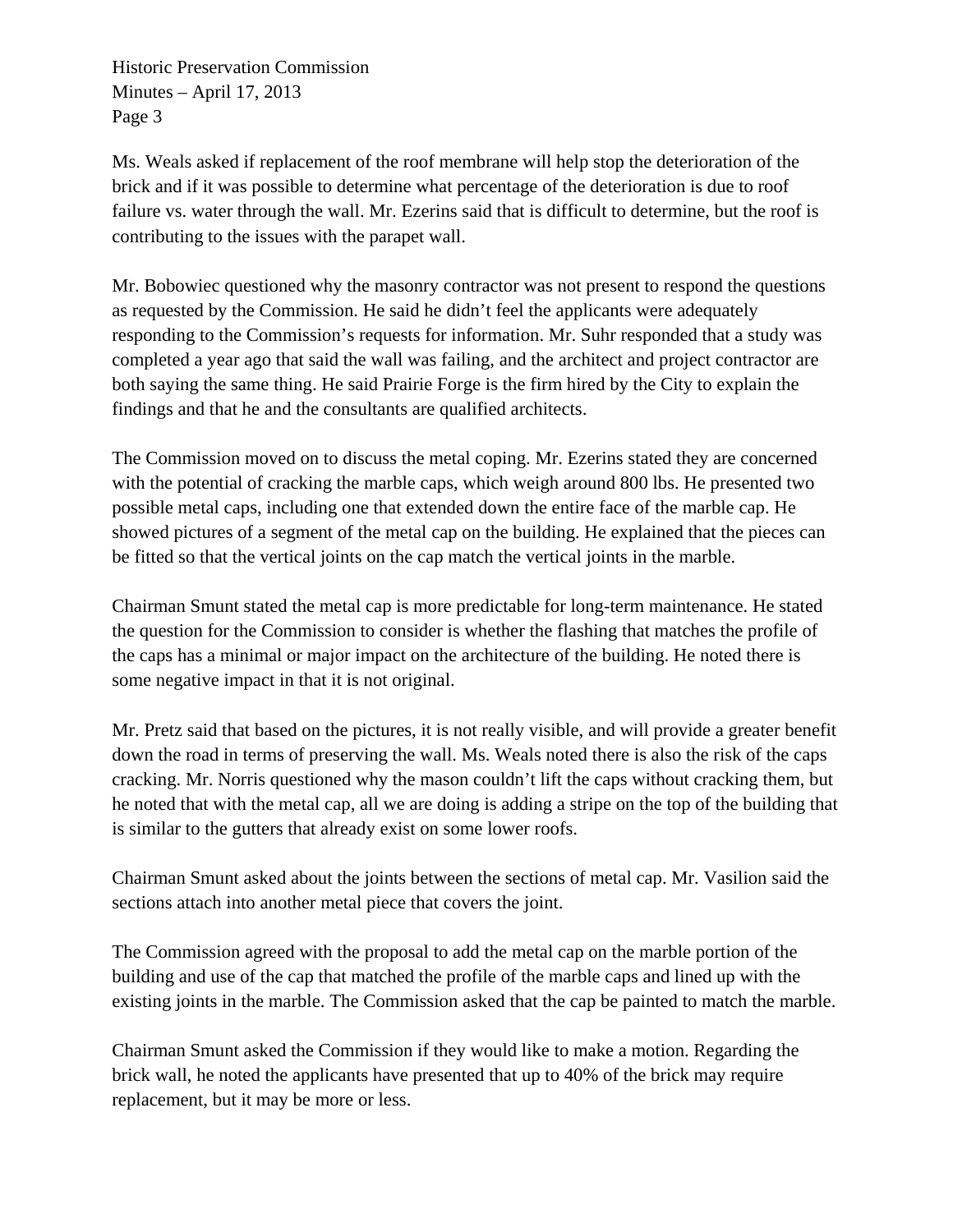Ms. Weals asked if replacement of the roof membrane will help stop the deterioration of the brick and if it was possible to determine what percentage of the deterioration is due to roof failure vs. water through the wall. Mr. Ezerins said that is difficult to determine, but the roof is contributing to the issues with the parapet wall.

Mr. Bobowiec questioned why the masonry contractor was not present to respond the questions as requested by the Commission. He said he didn't feel the applicants were adequately responding to the Commission's requests for information. Mr. Suhr responded that a study was completed a year ago that said the wall was failing, and the architect and project contractor are both saying the same thing. He said Prairie Forge is the firm hired by the City to explain the findings and that he and the consultants are qualified architects.

The Commission moved on to discuss the metal coping. Mr. Ezerins stated they are concerned with the potential of cracking the marble caps, which weigh around 800 lbs. He presented two possible metal caps, including one that extended down the entire face of the marble cap. He showed pictures of a segment of the metal cap on the building. He explained that the pieces can be fitted so that the vertical joints on the cap match the vertical joints in the marble.

Chairman Smunt stated the metal cap is more predictable for long-term maintenance. He stated the question for the Commission to consider is whether the flashing that matches the profile of the caps has a minimal or major impact on the architecture of the building. He noted there is some negative impact in that it is not original.

Mr. Pretz said that based on the pictures, it is not really visible, and will provide a greater benefit down the road in terms of preserving the wall. Ms. Weals noted there is also the risk of the caps cracking. Mr. Norris questioned why the mason couldn't lift the caps without cracking them, but he noted that with the metal cap, all we are doing is adding a stripe on the top of the building that is similar to the gutters that already exist on some lower roofs.

Chairman Smunt asked about the joints between the sections of metal cap. Mr. Vasilion said the sections attach into another metal piece that covers the joint.

The Commission agreed with the proposal to add the metal cap on the marble portion of the building and use of the cap that matched the profile of the marble caps and lined up with the existing joints in the marble. The Commission asked that the cap be painted to match the marble.

Chairman Smunt asked the Commission if they would like to make a motion. Regarding the brick wall, he noted the applicants have presented that up to 40% of the brick may require replacement, but it may be more or less.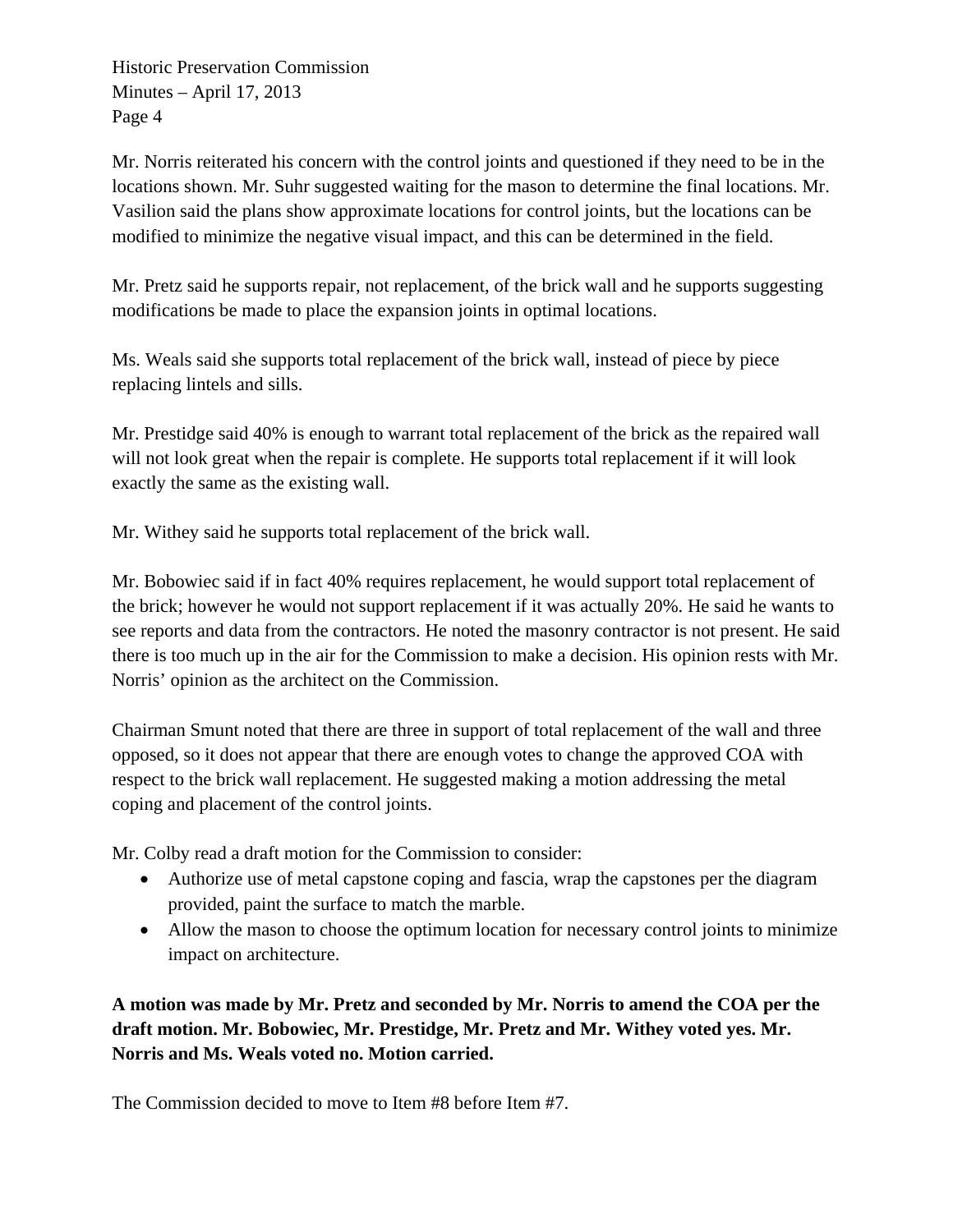Mr. Norris reiterated his concern with the control joints and questioned if they need to be in the locations shown. Mr. Suhr suggested waiting for the mason to determine the final locations. Mr. Vasilion said the plans show approximate locations for control joints, but the locations can be modified to minimize the negative visual impact, and this can be determined in the field.

Mr. Pretz said he supports repair, not replacement, of the brick wall and he supports suggesting modifications be made to place the expansion joints in optimal locations.

Ms. Weals said she supports total replacement of the brick wall, instead of piece by piece replacing lintels and sills.

Mr. Prestidge said 40% is enough to warrant total replacement of the brick as the repaired wall will not look great when the repair is complete. He supports total replacement if it will look exactly the same as the existing wall.

Mr. Withey said he supports total replacement of the brick wall.

Mr. Bobowiec said if in fact 40% requires replacement, he would support total replacement of the brick; however he would not support replacement if it was actually 20%. He said he wants to see reports and data from the contractors. He noted the masonry contractor is not present. He said there is too much up in the air for the Commission to make a decision. His opinion rests with Mr. Norris' opinion as the architect on the Commission.

Chairman Smunt noted that there are three in support of total replacement of the wall and three opposed, so it does not appear that there are enough votes to change the approved COA with respect to the brick wall replacement. He suggested making a motion addressing the metal coping and placement of the control joints.

Mr. Colby read a draft motion for the Commission to consider:

- Authorize use of metal capstone coping and fascia, wrap the capstones per the diagram provided, paint the surface to match the marble.
- Allow the mason to choose the optimum location for necessary control joints to minimize impact on architecture.

**A motion was made by Mr. Pretz and seconded by Mr. Norris to amend the COA per the draft motion. Mr. Bobowiec, Mr. Prestidge, Mr. Pretz and Mr. Withey voted yes. Mr. Norris and Ms. Weals voted no. Motion carried.**

The Commission decided to move to Item #8 before Item #7.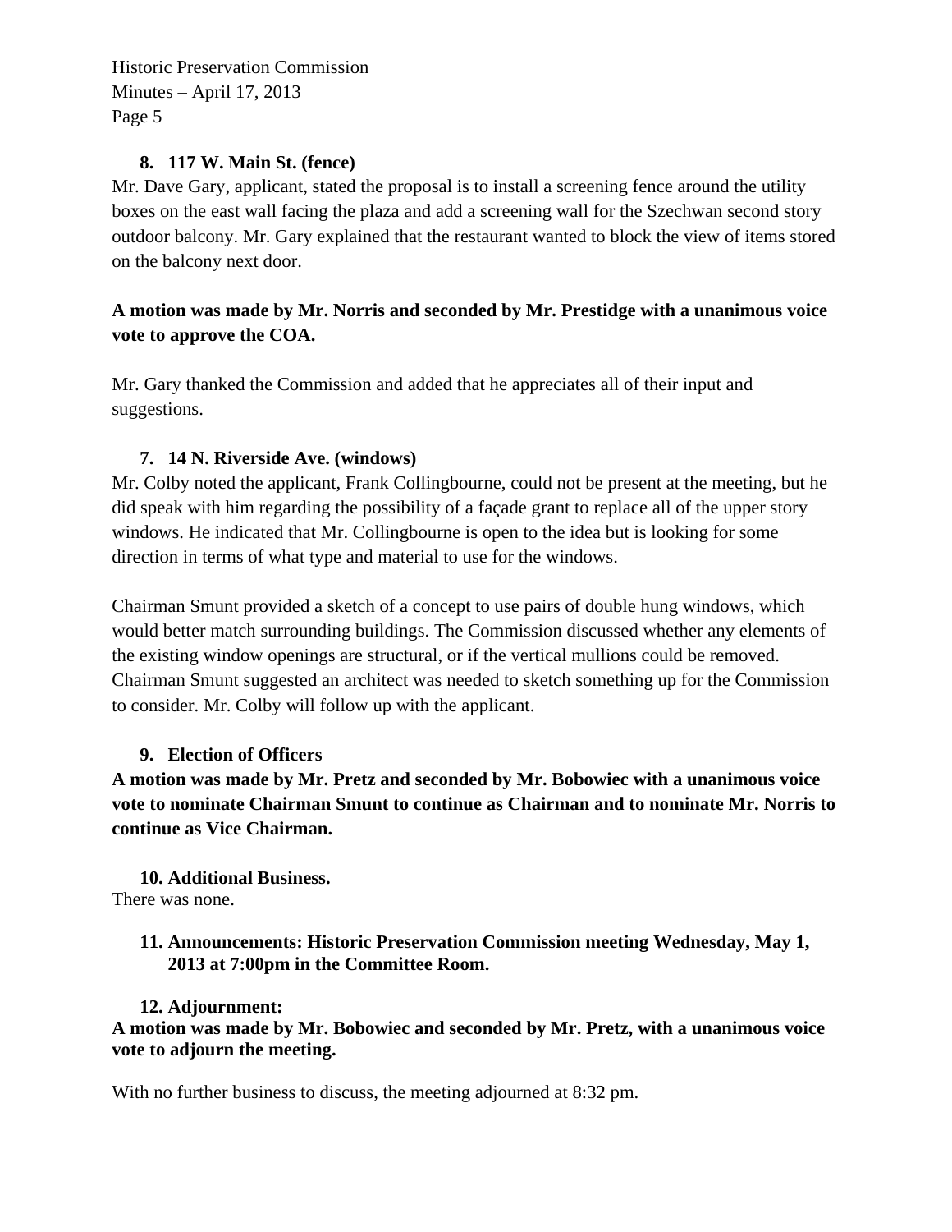**8. 117 W. Main St. (fence)**

Mr. Dave Gary, applicant, stated the proposal is to install a screening fence around the utility boxes on the east wall facing the plaza and add a screening wall for the Szechwan second story outdoor balcony. Mr. Gary explained that the restaurant wanted to block the view of items stored on the balcony next door.

**A motion was made by Mr. Norris and seconded by Mr. Prestidge with a unanimous voice vote to approve the COA.**

Mr. Gary thanked the Commission and added that he appreciates all of their input and suggestions.

**7. 14 N. Riverside Ave. (windows)**

Mr. Colby noted the applicant, Frank Collingbourne, could not be present at the meeting, but he did speak with him regarding the possibility of a façade grant to replace all of the upper story windows. He indicated that Mr. Collingbourne is open to the idea but is looking for some direction in terms of what type and material to use for the windows.

Chairman Smunt provided a sketch of a concept to use pairs of double hung windows, which would better match surrounding buildings. The Commission discussed whether any elements of the existing window openings are structural, or if the vertical mullions could be removed. Chairman Smunt suggested an architect was needed to sketch something up for the Commission to consider. Mr. Colby will follow up with the applicant.

**9. Election of Officers**

**A motion was made by Mr. Pretz and seconded by Mr. Bobowiec with a unanimous voice vote to nominate Chairman Smunt to continue as Chairman and to nominate Mr. Norris to continue as Vice Chairman.**

**10. Additional Business.**

There was none.

**11. Announcements: Historic Preservation Commission meeting Wednesday, May 1, 2013 at 7:00pm in the Committee Room.**

**12. Adjournment:**

**A motion was made by Mr. Bobowiec and seconded by Mr. Pretz, with a unanimous voice vote to adjourn the meeting.**

With no further business to discuss, the meeting adjourned at 8:32 pm.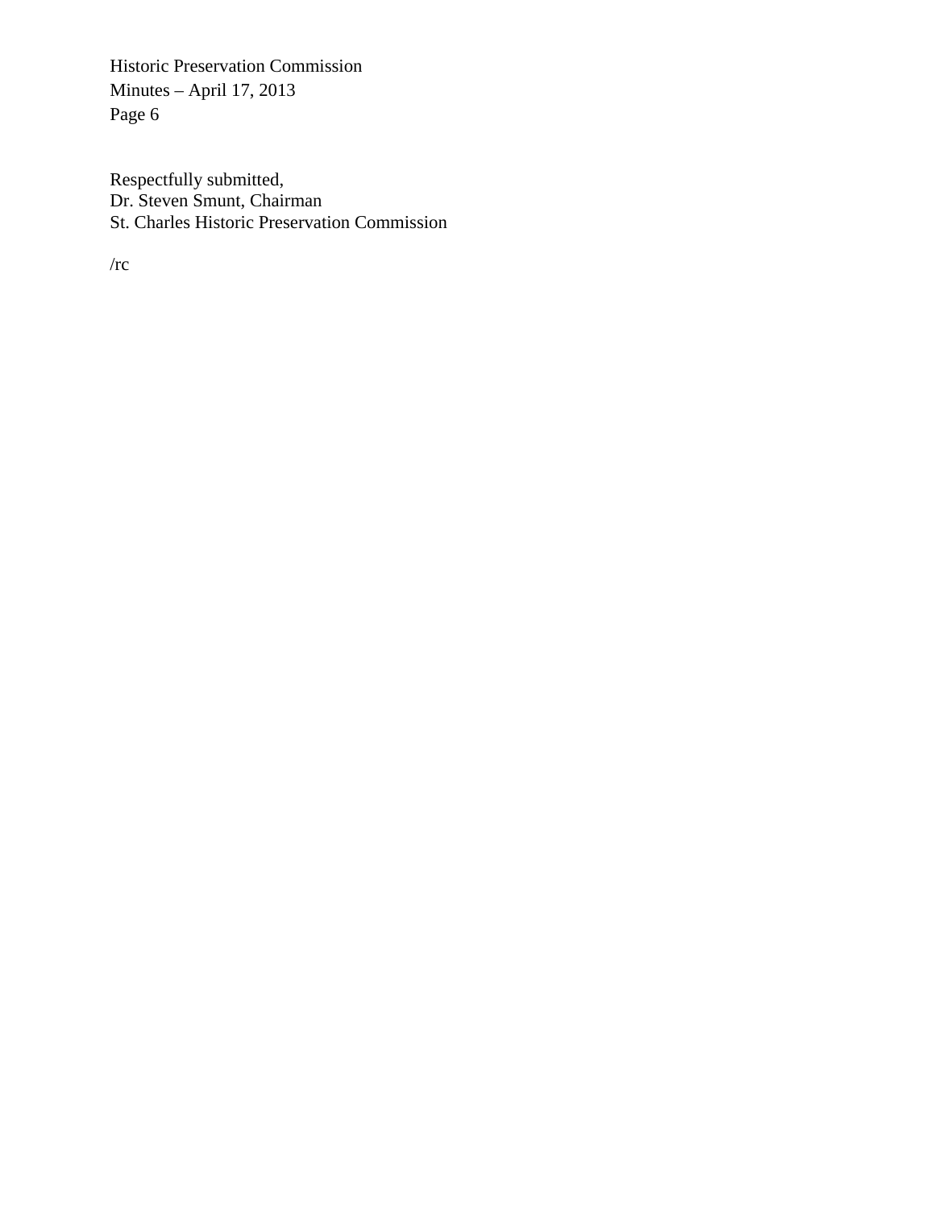Respectfully submitted,
Dr. Steven Smunt, Chairman
St. Charles Historic Preservation Commission

/rc